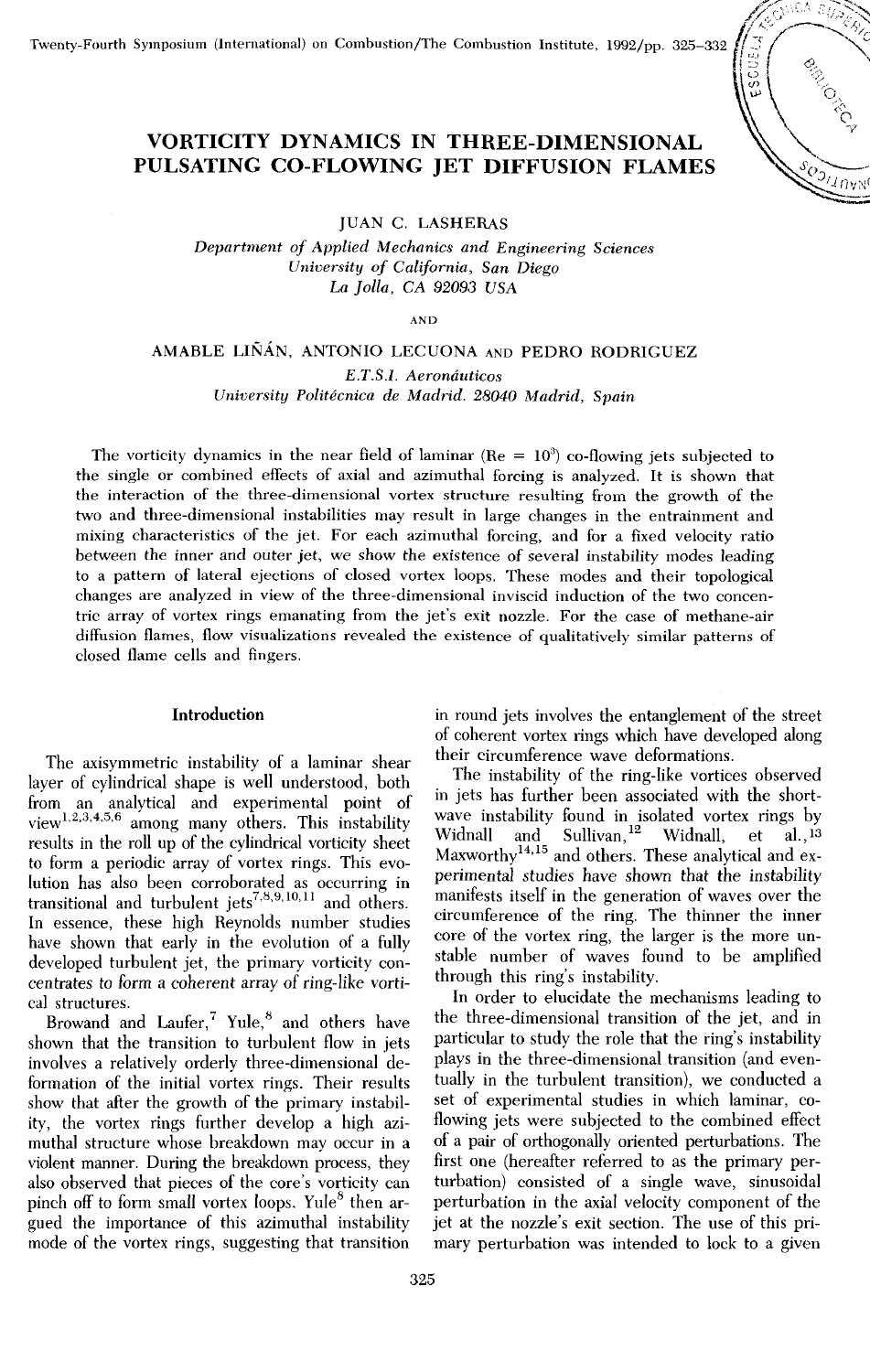# VORTICITY DYNAMICS IN THREE-DIMENSIONAL PULSATING CO-FLOWING JET DIFFUSION FLAMES

JUAN C. LASHERAS

*Department of Applied Mechanics and Engineering Sciences*
*University of California, San Diego*
*La Jolla, CA 92093 USA*

AND

AMABLE LIÑÁN, ANTONIO LECUONA AND PEDRO RODRIGUEZ

*E.T.S.I. Aeronáuticos*
*University Politécnica de Madrid. 28040 Madrid, Spain*

The vorticity dynamics in the near field of laminar ($Re = 10^3$) co-flowing jets subjected to the single or combined effects of axial and azimuthal forcing is analyzed. It is shown that the interaction of the three-dimensional vortex structure resulting from the growth of the two and three-dimensional instabilities may result in large changes in the entrainment and mixing characteristics of the jet. For each azimuthal forcing, and for a fixed velocity ratio between the inner and outer jet, we show the existence of several instability modes leading to a pattern of lateral ejections of closed vortex loops. These modes and their topological changes are analyzed in view of the three-dimensional inviscid induction of the two concentric array of vortex rings emanating from the jet's exit nozzle. For the case of methane-air diffusion flames, flow visualizations revealed the existence of qualitatively similar patterns of closed flame cells and fingers.

## Introduction

The axisymmetric instability of a laminar shear layer of cylindrical shape is well understood, both from an analytical and experimental point of view[1,2,3,4,5,6] among many others. This instability results in the roll up of the cylindrical vorticity sheet to form a periodic array of vortex rings. This evolution has also been corroborated as occurring in transitional and turbulent jets[7,8,9,10,11] and others. In essence, these high Reynolds number studies have shown that early in the evolution of a fully developed turbulent jet, the primary vorticity concentrates to form a coherent array of ring-like vortical structures.

Browand and Laufer,[7] Yule,[8] and others have shown that the transition to turbulent flow in jets involves a relatively orderly three-dimensional deformation of the initial vortex rings. Their results show that after the growth of the primary instability, the vortex rings further develop a high azimuthal structure whose breakdown may occur in a violent manner. During the breakdown process, they also observed that pieces of the core's vorticity can pinch off to form small vortex loops. Yule[8] then argued the importance of this azimuthal instability mode of the vortex rings, suggesting that transition in round jets involves the entanglement of the street of coherent vortex rings which have developed along their circumference wave deformations.

The instability of the ring-like vortices observed in jets has further been associated with the short-wave instability found in isolated vortex rings by Widnall and Sullivan,[12] Widnall, et al.,[13] Maxworthy[14,15] and others. These analytical and experimental studies have shown that the instability manifests itself in the generation of waves over the circumference of the ring. The thinner the inner core of the vortex ring, the larger is the more unstable number of waves found to be amplified through this ring's instability.

In order to elucidate the mechanisms leading to the three-dimensional transition of the jet, and in particular to study the role that the ring's instability plays in the three-dimensional transition (and eventually in the turbulent transition), we conducted a set of experimental studies in which laminar, co-flowing jets were subjected to the combined effect of a pair of orthogonally oriented perturbations. The first one (hereafter referred to as the primary perturbation) consisted of a single wave, sinusoidal perturbation in the axial velocity component of the jet at the nozzle's exit section. The use of this primary perturbation was intended to lock to a given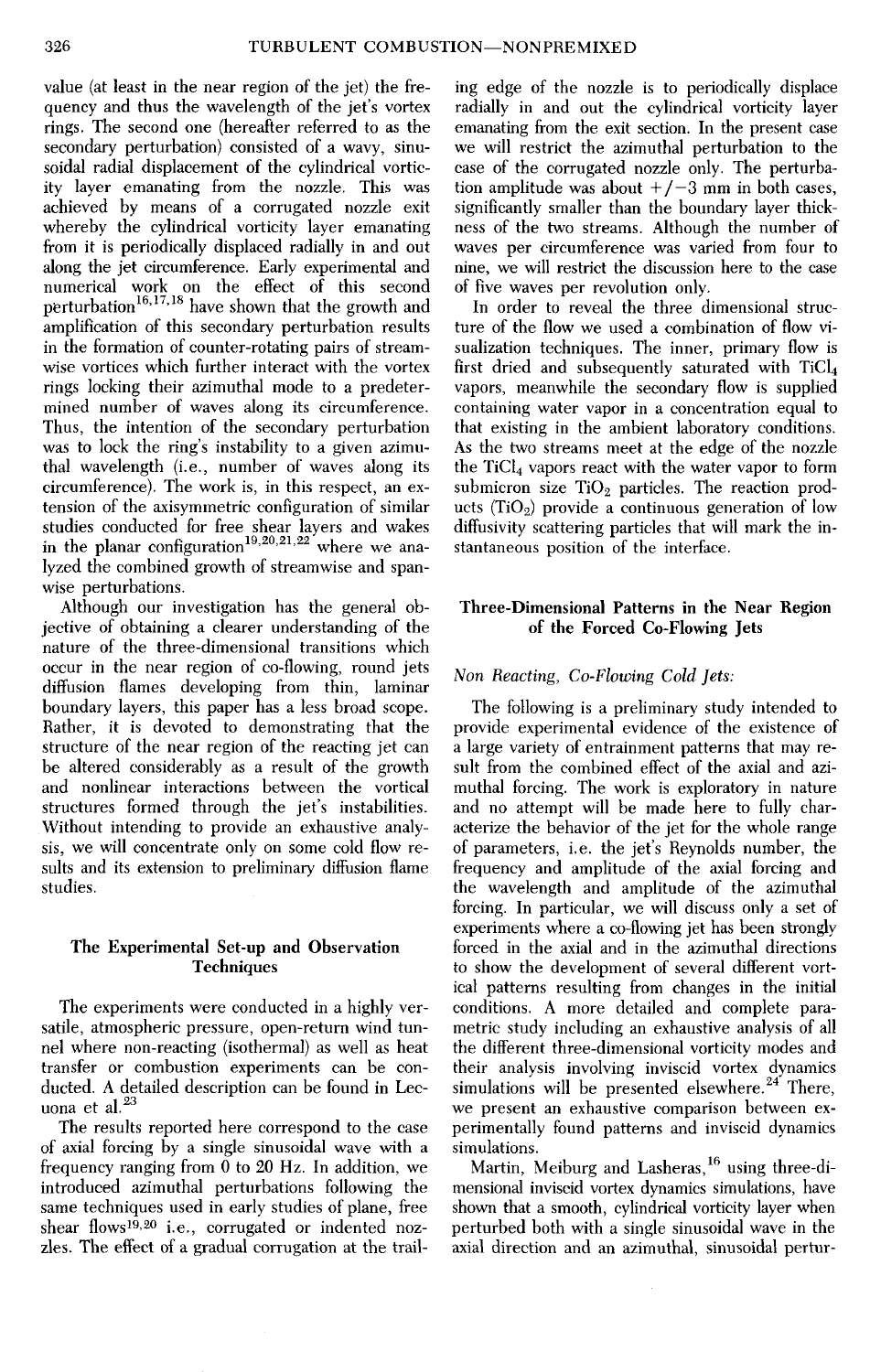value (at least in the near region of the jet) the frequency and thus the wavelength of the jet's vortex rings. The second one (hereafter referred to as the secondary perturbation) consisted of a wavy, sinusoidal radial displacement of the cylindrical vorticity layer emanating from the nozzle. This was achieved by means of a corrugated nozzle exit whereby the cylindrical vorticity layer emanating from it is periodically displaced radially in and out along the jet circumference. Early experimental and numerical work on the effect of this second perturbation[16,17,18] have shown that the growth and amplification of this secondary perturbation results in the formation of counter-rotating pairs of streamwise vortices which further interact with the vortex rings locking their azimuthal mode to a predetermined number of waves along its circumference. Thus, the intention of the secondary perturbation was to lock the ring's instability to a given azimuthal wavelength (i.e., number of waves along its circumference). The work is, in this respect, an extension of the axisymmetric configuration of similar studies conducted for free shear layers and wakes in the planar configuration[19,20,21,22] where we analyzed the combined growth of streamwise and spanwise perturbations.

Although our investigation has the general objective of obtaining a clearer understanding of the nature of the three-dimensional transitions which occur in the near region of co-flowing, round jets diffusion flames developing from thin, laminar boundary layers, this paper has a less broad scope. Rather, it is devoted to demonstrating that the structure of the near region of the reacting jet can be altered considerably as a result of the growth and nonlinear interactions between the vortical structures formed through the jet's instabilities. Without intending to provide an exhaustive analysis, we will concentrate only on some cold flow results and its extension to preliminary diffusion flame studies.

## The Experimental Set-up and Observation Techniques

The experiments were conducted in a highly versatile, atmospheric pressure, open-return wind tunnel where non-reacting (isothermal) as well as heat transfer or combustion experiments can be conducted. A detailed description can be found in Lecuona et al.[23]

The results reported here correspond to the case of axial forcing by a single sinusoidal wave with a frequency ranging from 0 to 20 Hz. In addition, we introduced azimuthal perturbations following the same techniques used in early studies of plane, free shear flows[19,20] i.e., corrugated or indented nozzles. The effect of a gradual corrugation at the trailing edge of the nozzle is to periodically displace radially in and out the cylindrical vorticity layer emanating from the exit section. In the present case we will restrict the azimuthal perturbation to the case of the corrugated nozzle only. The perturbation amplitude was about +/−3 mm in both cases, significantly smaller than the boundary layer thickness of the two streams. Although the number of waves per circumference was varied from four to nine, we will restrict the discussion here to the case of five waves per revolution only.

In order to reveal the three dimensional structure of the flow we used a combination of flow visualization techniques. The inner, primary flow is first dried and subsequently saturated with $TiCl_4$ vapors, meanwhile the secondary flow is supplied containing water vapor in a concentration equal to that existing in the ambient laboratory conditions. As the two streams meet at the edge of the nozzle the $TiCl_4$ vapors react with the water vapor to form submicron size $TiO_2$ particles. The reaction products ($TiO_2$) provide a continuous generation of low diffusivity scattering particles that will mark the instantaneous position of the interface.

## Three-Dimensional Patterns in the Near Region of the Forced Co-Flowing Jets

### *Non Reacting, Co-Flowing Cold Jets:*

The following is a preliminary study intended to provide experimental evidence of the existence of a large variety of entrainment patterns that may result from the combined effect of the axial and azimuthal forcing. The work is exploratory in nature and no attempt will be made here to fully characterize the behavior of the jet for the whole range of parameters, i.e. the jet's Reynolds number, the frequency and amplitude of the axial forcing and the wavelength and amplitude of the azimuthal forcing. In particular, we will discuss only a set of experiments where a co-flowing jet has been strongly forced in the axial and in the azimuthal directions to show the development of several different vortical patterns resulting from changes in the initial conditions. A more detailed and complete parametric study including an exhaustive analysis of all the different three-dimensional vorticity modes and their analysis involving inviscid vortex dynamics simulations will be presented elsewhere.[24] There, we present an exhaustive comparison between experimentally found patterns and inviscid dynamics simulations.

Martin, Meiburg and Lasheras,[16] using three-dimensional inviscid vortex dynamics simulations, have shown that a smooth, cylindrical vorticity layer when perturbed both with a single sinusoidal wave in the axial direction and an azimuthal, sinusoidal pertur-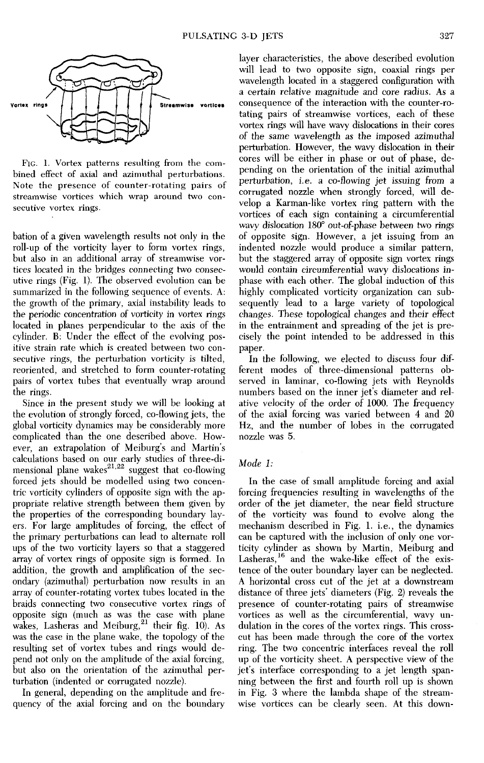Vortex rings

Streamwise vortices

FIG. 1. Vortex patterns resulting from the combined effect of axial and azimuthal perturbations. Note the presence of counter-rotating pairs of streamwise vortices which wrap around two consecutive vortex rings.

bation of a given wavelength results not only in the roll-up of the vorticity layer to form vortex rings, but also in an additional array of streamwise vortices located in the bridges connecting two consecutive rings (Fig. 1). The observed evolution can be summarized in the following sequence of events. A: the growth of the primary, axial instability leads to the periodic concentration of vorticity in vortex rings located in planes perpendicular to the axis of the cylinder. B: Under the effect of the evolving positive strain rate which is created between two consecutive rings, the perturbation vorticity is tilted, reoriented, and stretched to form counter-rotating pairs of vortex tubes that eventually wrap around the rings.

Since in the present study we will be looking at the evolution of strongly forced, co-flowing jets, the global vorticity dynamics may be considerably more complicated than the one described above. However, an extrapolation of Meiburg's and Martin's calculations based on our early studies of three-dimensional plane wakes[21,22] suggest that co-flowing forced jets should be modelled using two concentric vorticity cylinders of opposite sign with the appropriate relative strength between them given by the properties of the corresponding boundary layers. For large amplitudes of forcing, the effect of the primary perturbations can lead to alternate roll ups of the two vorticity layers so that a staggered array of vortex rings of opposite sign is formed. In addition, the growth and amplification of the secondary (azimuthal) perturbation now results in an array of counter-rotating vortex tubes located in the braids connecting two consecutive vortex rings of opposite sign (much as was the case with plane wakes, Lasheras and Meiburg,[21] their fig. 10). As was the case in the plane wake, the topology of the resulting set of vortex tubes and rings would depend not only on the amplitude of the axial forcing, but also on the orientation of the azimuthal perturbation (indented or corrugated nozzle).

In general, depending on the amplitude and frequency of the axial forcing and on the boundary layer characteristics, the above described evolution will lead to two opposite sign, coaxial rings per wavelength located in a staggered configuration with a certain relative magnitude and core radius. As a consequence of the interaction with the counter-rotating pairs of streamwise vortices, each of these vortex rings will have wavy dislocations in their cores of the same wavelength as the imposed azimuthal perturbation. However, the wavy dislocation in their cores will be either in phase or out of phase, depending on the orientation of the initial azimuthal perturbation, i.e. a co-flowing jet issuing from a corrugated nozzle when strongly forced, will develop a Karman-like vortex ring pattern with the vortices of each sign containing a circumferential wavy dislocation 180° out-of-phase between two rings of opposite sign. However, a jet issuing from an indented nozzle would produce a similar pattern, but the staggered array of opposite sign vortex rings would contain circumferential wavy dislocations in-phase with each other. The global induction of this highly complicated vorticity organization can subsequently lead to a large variety of topological changes. These topological changes and their effect in the entrainment and spreading of the jet is precisely the point intended to be addressed in this paper.

In the following, we elected to discuss four different modes of three-dimensional patterns observed in laminar, co-flowing jets with Reynolds numbers based on the inner jet's diameter and relative velocity of the order of 1000. The frequency of the axial forcing was varied between 4 and 20 Hz, and the number of lobes in the corrugated nozzle was 5.

### *Mode 1:*

In the case of small amplitude forcing and axial forcing frequencies resulting in wavelengths of the order of the jet diameter, the near field structure of the vorticity was found to evolve along the mechanism described in Fig. 1. i.e., the dynamics can be captured with the inclusion of only one vorticity cylinder as shown by Martin, Meiburg and Lasheras,[16] and the wake-like effect of the existence of the outer boundary layer can be neglected. A horizontal cross cut of the jet at a downstream distance of three jets' diameters (Fig. 2) reveals the presence of counter-rotating pairs of streamwise vortices as well as the circumferential, wavy undulation in the cores of the vortex rings. This cross-cut has been made through the core of the vortex ring. The two concentric interfaces reveal the roll up of the vorticity sheet. A perspective view of the jet's interface corresponding to a jet length spanning between the first and fourth roll up is shown in Fig. 3 where the lambda shape of the streamwise vortices can be clearly seen. At this down-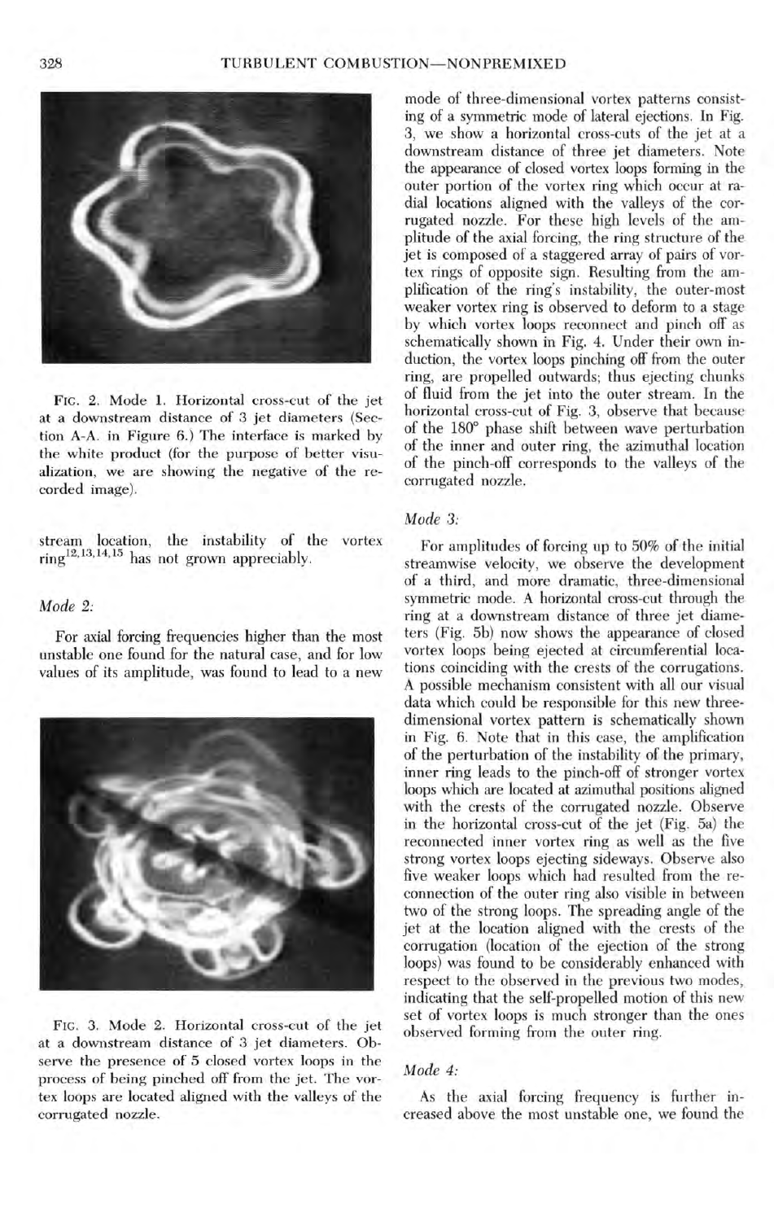FIG. 2. Mode 1. Horizontal cross-cut of the jet at a downstream distance of 3 jet diameters (Section A-A. in Figure 6.) The interface is marked by the white product (for the purpose of better visualization, we are showing the negative of the recorded image).

stream location, the instability of the vortex ring[12,13,14,15] has not grown appreciably.

*Mode 2:*

For axial forcing frequencies higher than the most unstable one found for the natural case, and for low values of its amplitude, was found to lead to a new mode of three-dimensional vortex patterns consisting of a symmetric mode of lateral ejections. In Fig. 3, we show a horizontal cross-cuts of the jet at a downstream distance of three jet diameters. Note the appearance of closed vortex loops forming in the outer portion of the vortex ring which occur at radial locations aligned with the valleys of the corrugated nozzle. For these high levels of the amplitude of the axial forcing, the ring structure of the jet is composed of a staggered array of pairs of vortex rings of opposite sign. Resulting from the amplification of the ring's instability, the outer-most weaker vortex ring is observed to deform to a stage by which vortex loops reconnect and pinch off as schematically shown in Fig. 4. Under their own induction, the vortex loops pinching off from the outer ring, are propelled outwards; thus ejecting chunks of fluid from the jet into the outer stream. In the horizontal cross-cut of Fig. 3, observe that because of the 180° phase shift between wave perturbation of the inner and outer ring, the azimuthal location of the pinch-off corresponds to the valleys of the corrugated nozzle.

FIG. 3. Mode 2. Horizontal cross-cut of the jet at a downstream distance of 3 jet diameters. Observe the presence of 5 closed vortex loops in the process of being pinched off from the jet. The vortex loops are located aligned with the valleys of the corrugated nozzle.

*Mode 3:*

For amplitudes of forcing up to 50% of the initial streamwise velocity, we observe the development of a third, and more dramatic, three-dimensional symmetric mode. A horizontal cross-cut through the ring at a downstream distance of three jet diameters (Fig. 5b) now shows the appearance of closed vortex loops being ejected at circumferential locations coinciding with the crests of the corrugations. A possible mechanism consistent with all our visual data which could be responsible for this new three-dimensional vortex pattern is schematically shown in Fig. 6. Note that in this case, the amplification of the perturbation of the instability of the primary, inner ring leads to the pinch-off of stronger vortex loops which are located at azimuthal positions aligned with the crests of the corrugated nozzle. Observe in the horizontal cross-cut of the jet (Fig. 5a) the reconnected inner vortex ring as well as the five strong vortex loops ejecting sideways. Observe also five weaker loops which had resulted from the reconnection of the outer ring also visible in between two of the strong loops. The spreading angle of the jet at the location aligned with the crests of the corrugation (location of the ejection of the strong loops) was found to be considerably enhanced with respect to the observed in the previous two modes, indicating that the self-propelled motion of this new set of vortex loops is much stronger than the ones observed forming from the outer ring.

*Mode 4:*

As the axial forcing frequency is further increased above the most unstable one, we found the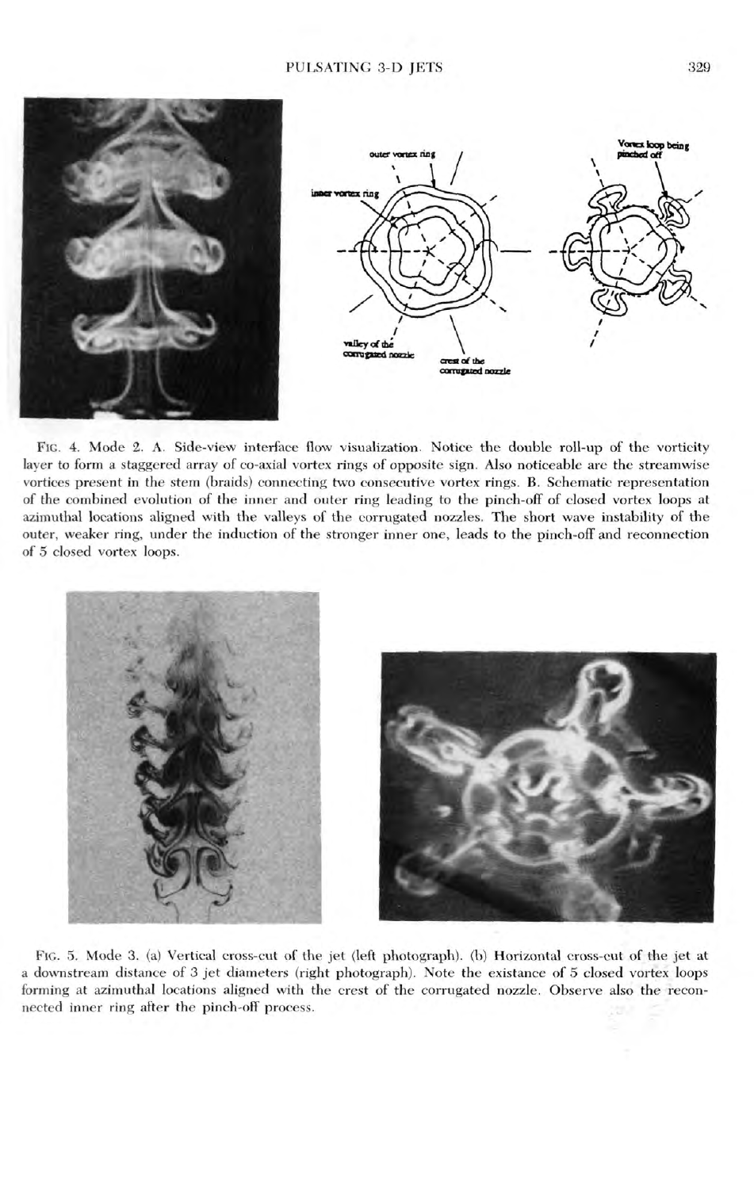outer vortex ring

inner vortex ring

valley of the corrugated nozzle

crest of the corrugated nozzle

Vortex loop being pinched off

FIG. 4. Mode 2. A. Side-view interface flow visualization. Notice the double roll-up of the vorticity layer to form a staggered array of co-axial vortex rings of opposite sign. Also noticeable are the streamwise vortices present in the stem (braids) connecting two consecutive vortex rings. B. Schematic representation of the combined evolution of the inner and outer ring leading to the pinch-off of closed vortex loops at azimuthal locations aligned with the valleys of the corrugated nozzles. The short wave instability of the outer, weaker ring, under the induction of the stronger inner one, leads to the pinch-off and reconnection of 5 closed vortex loops.

FIG. 5. Mode 3. (a) Vertical cross-cut of the jet (left photograph). (b) Horizontal cross-cut of the jet at a downstream distance of 3 jet diameters (right photograph). Note the existance of 5 closed vortex loops forming at azimuthal locations aligned with the crest of the corrugated nozzle. Observe also the reconnected inner ring after the pinch-off process.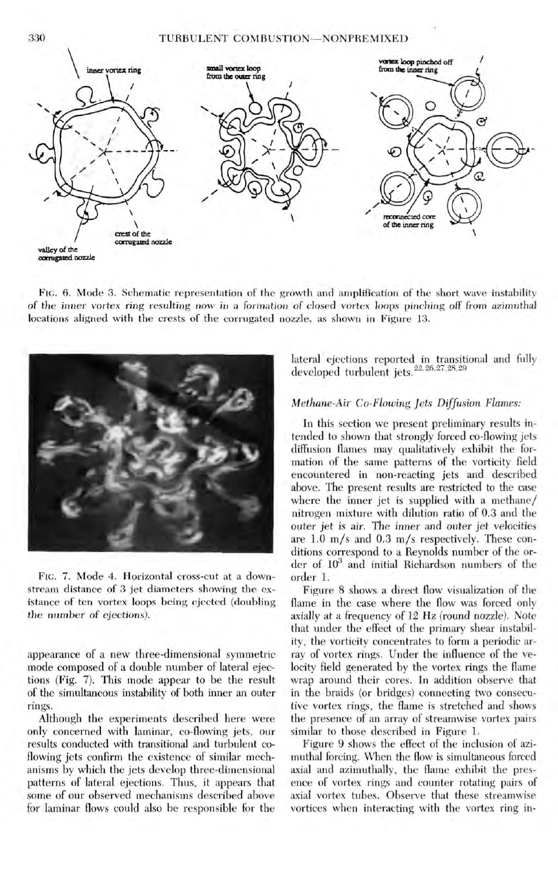inner vortex ring

crest of the corrugated nozzle

valley of the corrugated nozzle

small vortex loop from the outer ring

vortex loop pinched off from the inner ring

reconnected core of the inner ring

FIG. 6. Mode 3. Schematic representation of the growth and amplification of the short wave instability of the inner vortex ring resulting now in a formation of closed vortex loops pinching off from azimuthal locations aligned with the crests of the corrugated nozzle, as shown in Figure 13.

FIG. 7. Mode 4. Horizontal cross-cut at a downstream distance of 3 jet diameters showing the existance of ten vortex loops being ejected (doubling the number of ejections).

appearance of a new three-dimensional symmetric mode composed of a double number of lateral ejections (Fig. 7). This mode appear to be the result of the simultaneous instability of both inner an outer rings.

Although the experiments described here were only concerned with laminar, co-flowing jets, our results conducted with transitional and turbulent co-flowing jets confirm the existence of similar mechanisms by which the jets develop three-dimensional patterns of lateral ejections. Thus, it appears that some of our observed mechanisms described above for laminar flows could also be responsible for the lateral ejections reported in transitional and fully developed turbulent jets.[22,26,27,28,29]

### *Methane-Air Co-Flowing Jets Diffusion Flames:*

In this section we present preliminary results intended to shown that strongly forced co-flowing jets diffusion flames may qualitatively exhibit the formation of the same patterns of the vorticity field encountered in non-reacting jets and described above. The present results are restricted to the case where the inner jet is supplied with a methane/nitrogen mixture with dilution ratio of 0.3 and the outer jet is air. The inner and outer jet velocities are 1.0 m/s and 0.3 m/s respectively. These conditions correspond to a Reynolds number of the order of $10^3$ and initial Richardson numbers of the order 1.

Figure 8 shows a direct flow visualization of the flame in the case where the flow was forced only axially at a frequency of 12 Hz (round nozzle). Note that under the effect of the primary shear instability, the vorticity concentrates to form a periodic array of vortex rings. Under the influence of the velocity field generated by the vortex rings the flame wrap around their cores. In addition observe that in the braids (or bridges) connecting two consecutive vortex rings, the flame is stretched and shows the presence of an array of streamwise vortex pairs similar to those described in Figure 1.

Figure 9 shows the effect of the inclusion of azimuthal forcing. When the flow is simultaneous forced axial and azimuthally, the flame exhibit the presence of vortex rings and counter rotating pairs of axial vortex tubes. Observe that these streamwise vortices when interacting with the vortex ring in-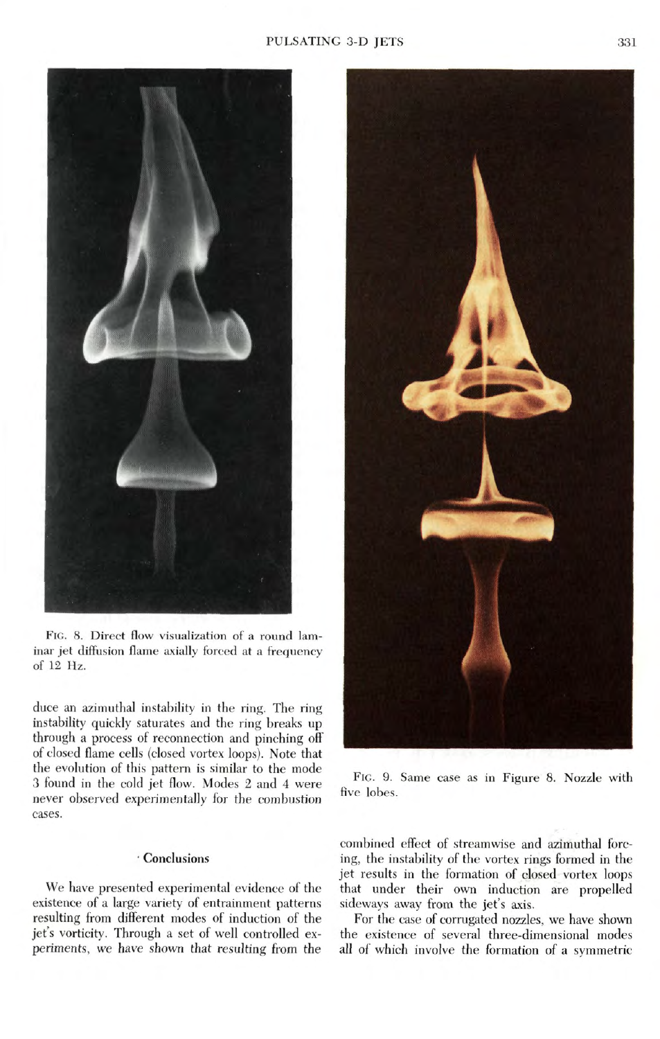FIG. 8. Direct flow visualization of a round laminar jet diffusion flame axially forced at a frequency of 12 Hz.

duce an azimuthal instability in the ring. The ring instability quickly saturates and the ring breaks up through a process of reconnection and pinching off of closed flame cells (closed vortex loops). Note that the evolution of this pattern is similar to the mode 3 found in the cold jet flow. Modes 2 and 4 were never observed experimentally for the combustion cases.

## Conclusions

We have presented experimental evidence of the existence of a large variety of entrainment patterns resulting from different modes of induction of the jet's vorticity. Through a set of well controlled experiments, we have shown that resulting from the combined effect of streamwise and azimuthal forcing, the instability of the vortex rings formed in the jet results in the formation of closed vortex loops that under their own induction are propelled sideways away from the jet's axis.

For the case of corrugated nozzles, we have shown the existence of several three-dimensional modes all of which involve the formation of a symmetric

FIG. 9. Same case as in Figure 8. Nozzle with five lobes.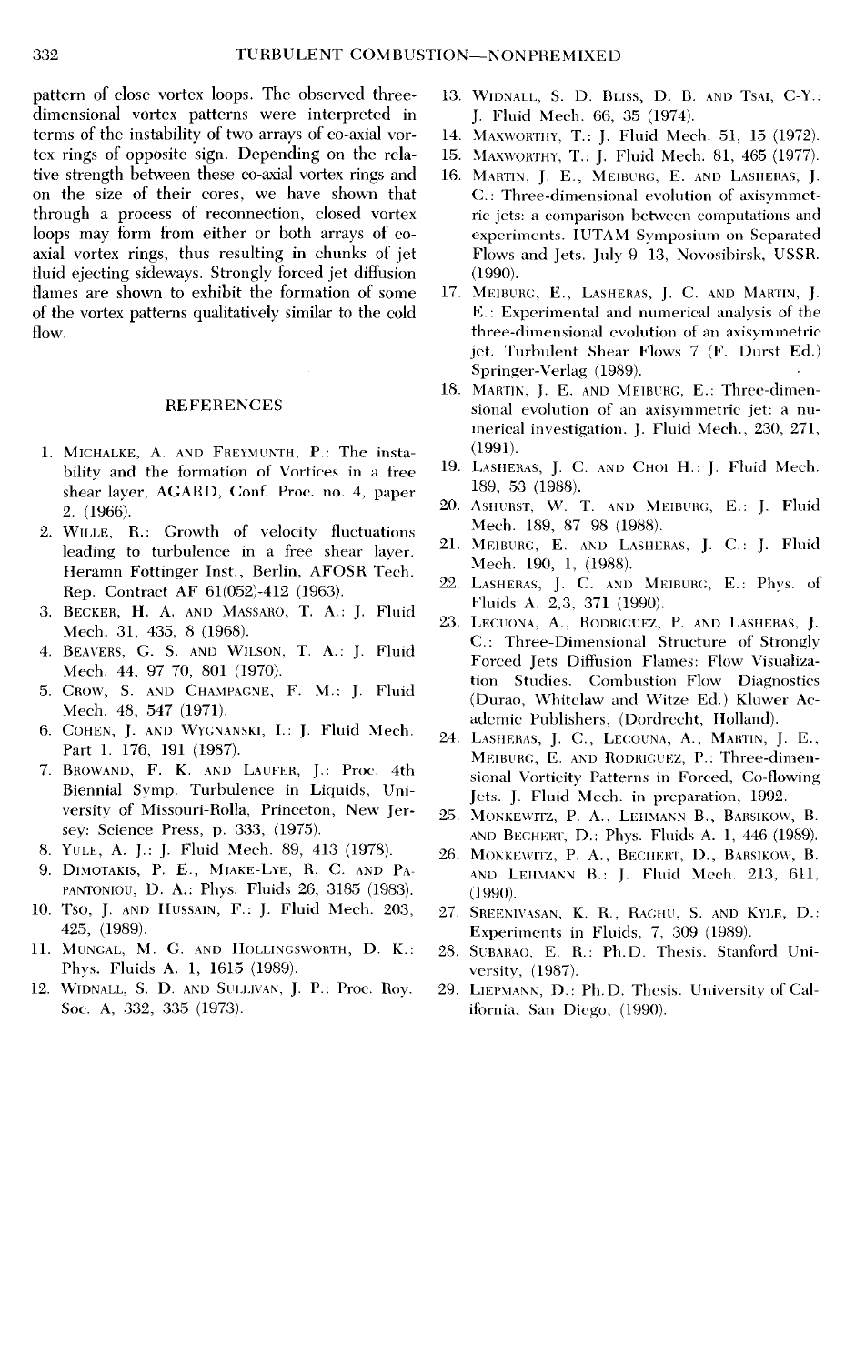pattern of close vortex loops. The observed three-dimensional vortex patterns were interpreted in terms of the instability of two arrays of co-axial vortex rings of opposite sign. Depending on the relative strength between these co-axial vortex rings and on the size of their cores, we have shown that through a process of reconnection, closed vortex loops may form from either or both arrays of co-axial vortex rings, thus resulting in chunks of jet fluid ejecting sideways. Strongly forced jet diffusion flames are shown to exhibit the formation of some of the vortex patterns qualitatively similar to the cold flow.

## REFERENCES

1. Michalke, A. and Freymunth, P.: The instability and the formation of Vortices in a free shear layer, AGARD, Conf. Proc. no. 4, paper 2. (1966).
2. Wille, R.: Growth of velocity fluctuations leading to turbulence in a free shear layer. Heramn Fottinger Inst., Berlin, AFOSR Tech. Rep. Contract AF 61(052)-412 (1963).
3. Becker, H. A. and Massaro, T. A.: J. Fluid Mech. 31, 435, 8 (1968).
4. Beavers, G. S. and Wilson, T. A.: J. Fluid Mech. 44, 97 70, 801 (1970).
5. Crow, S. and Champagne, F. M.: J. Fluid Mech. 48, 547 (1971).
6. Cohen, J. and Wygnanski, I.: J. Fluid Mech. Part 1. 176, 191 (1987).
7. Browand, F. K. and Laufer, J.: Proc. 4th Biennial Symp. Turbulence in Liquids, University of Missouri-Rolla, Princeton, New Jersey: Science Press, p. 333, (1975).
8. Yule, A. J.: J. Fluid Mech. 89, 413 (1978).
9. Dimotakis, P. E., Miake-Lye, R. C. and Papantoniou, D. A.: Phys. Fluids 26, 3185 (1983).
10. Tso, J. and Hussain, F.: J. Fluid Mech. 203, 425, (1989).
11. Mungal, M. G. and Hollingsworth, D. K.: Phys. Fluids A. 1, 1615 (1989).
12. Widnall, S. D. and Sullivan, J. P.: Proc. Roy. Soc. A, 332, 335 (1973).
13. Widnall, S. D. Bliss, D. B. and Tsai, C-Y.: J. Fluid Mech. 66, 35 (1974).
14. Maxworthy, T.: J. Fluid Mech. 51, 15 (1972).
15. Maxworthy, T.: J. Fluid Mech. 81, 465 (1977).
16. Martin, J. E., Meiburg, E. and Lasheras, J. C.: Three-dimensional evolution of axisymmetric jets: a comparison between computations and experiments. IUTAM Symposium on Separated Flows and Jets. July 9–13, Novosibirsk, USSR. (1990).
17. Meiburg, E., Lasheras, J. C. and Martin, J. E.: Experimental and numerical analysis of the three-dimensional evolution of an axisymmetric jet. Turbulent Shear Flows 7 (F. Durst Ed.) Springer-Verlag (1989).
18. Martin, J. E. and Meiburg, E.: Three-dimensional evolution of an axisymmetric jet: a numerical investigation. J. Fluid Mech., 230, 271, (1991).
19. Lasheras, J. C. and Choi H.: J. Fluid Mech. 189, 53 (1988).
20. Ashurst, W. T. and Meiburg, E.: J. Fluid Mech. 189, 87–98 (1988).
21. Meiburg, E. and Lasheras, J. C.: J. Fluid Mech. 190, 1, (1988).
22. Lasheras, J. C. and Meiburg, E.: Phys. of Fluids A. 2,3, 371 (1990).
23. Lecuona, A., Rodriguez, P. and Lasheras, J. C.: Three-Dimensional Structure of Strongly Forced Jets Diffusion Flames: Flow Visualization Studies. Combustion Flow Diagnostics (Durao, Whitelaw and Witze Ed.) Kluwer Academic Publishers, (Dordrecht, Holland).
24. Lasheras, J. C., Lecouna, A., Martin, J. E., Meiburg, E. and Rodriguez, P.: Three-dimensional Vorticity Patterns in Forced, Co-flowing Jets. J. Fluid Mech. in preparation, 1992.
25. Monkewitz, P. A., Lehmann B., Barsikow, B. and Bechert, D.: Phys. Fluids A. 1, 446 (1989).
26. Monkewitz, P. A., Bechert, D., Barsikow, B. and Lehmann B.: J. Fluid Mech. 213, 611, (1990).
27. Sreenivasan, K. R., Raghu, S. and Kyle, D.: Experiments in Fluids, 7, 309 (1989).
28. Subarao, E. R.: Ph.D. Thesis. Stanford University, (1987).
29. Liepmann, D.: Ph.D. Thesis. University of California, San Diego, (1990).